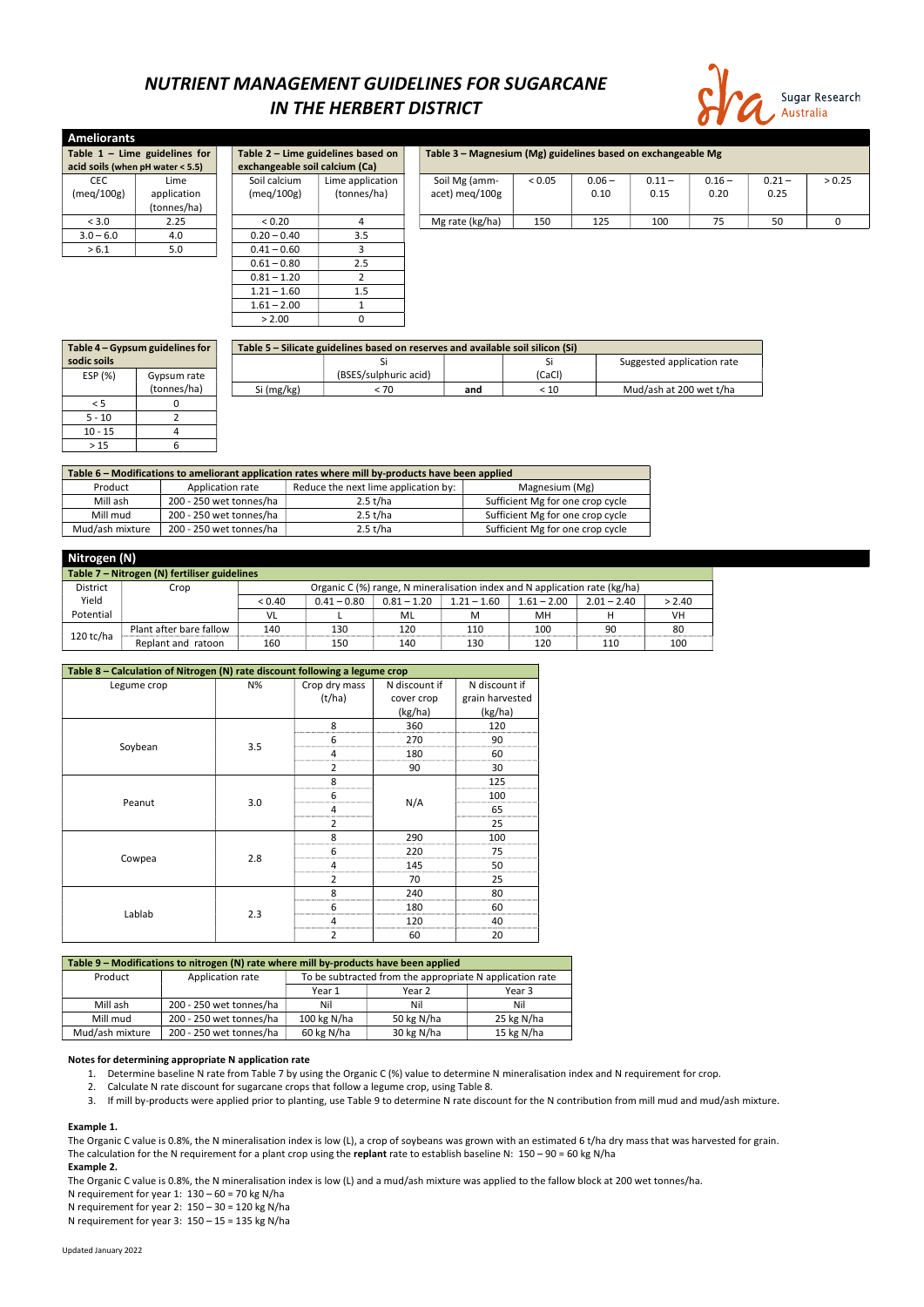# NUTRIENT MANAGEMENT GUIDELINES FOR SUGARCANE IN THE HERBERT DISTRICT

## Ameliorants

**Table 1 – Lime guidelines for acid soils (when pH water < 5.5)**

| CEC (meq/100g) | Lime application (tonnes/ha) |
|---|---|
| < 3.0 | 2.25 |
| 3.0 – 6.0 | 4.0 |
| > 6.1 | 5.0 |

**Table 2 – Lime guidelines based on exchangeable soil calcium (Ca)**

| Soil calcium (meq/100g) | Lime application (tonnes/ha) |
|---|---|
| < 0.20 | 4 |
| 0.20 – 0.40 | 3.5 |
| 0.41 – 0.60 | 3 |
| 0.61 – 0.80 | 2.5 |
| 0.81 – 1.20 | 2 |
| 1.21 – 1.60 | 1.5 |
| 1.61 – 2.00 | 1 |
| > 2.00 | 0 |

**Table 3 – Magnesium (Mg) guidelines based on exchangeable Mg**

| Soil Mg (amm-acet) meq/100g | < 0.05 | 0.06 – 0.10 | 0.11 – 0.15 | 0.16 – 0.20 | 0.21 – 0.25 | > 0.25 |
|---|---|---|---|---|---|---|
| Mg rate (kg/ha) | 150 | 125 | 100 | 75 | 50 | 0 |

**Table 4 – Gypsum guidelines for sodic soils**

| ESP (%) | Gypsum rate (tonnes/ha) |
|---|---|
| < 5 | 0 |
| 5 - 10 | 2 |
| 10 - 15 | 4 |
| > 15 | 6 |

**Table 5 – Silicate guidelines based on reserves and available soil silicon (Si)**

| | Si (BSES/sulphuric acid) | | Si (CaCl) | Suggested application rate |
|---|---|---|---|---|
| Si (mg/kg) | < 70 | **and** | < 10 | Mud/ash at 200 wet t/ha |

**Table 6 – Modifications to ameliorant application rates where mill by-products have been applied**

| Product | Application rate | Reduce the next lime application by: | Magnesium (Mg) |
|---|---|---|---|
| Mill ash | 200 - 250 wet tonnes/ha | 2.5 t/ha | Sufficient Mg for one crop cycle |
| Mill mud | 200 - 250 wet tonnes/ha | 2.5 t/ha | Sufficient Mg for one crop cycle |
| Mud/ash mixture | 200 - 250 wet tonnes/ha | 2.5 t/ha | Sufficient Mg for one crop cycle |

## Nitrogen (N)

**Table 7 – Nitrogen (N) fertiliser guidelines**

| District Yield Potential | Crop | Organic C (%) range, N mineralisation index and N application rate (kg/ha) | | | | | | |
|---|---|---|---|---|---|---|---|---|
| | | < 0.40 | 0.41 – 0.80 | 0.81 – 1.20 | 1.21 – 1.60 | 1.61 – 2.00 | 2.01 – 2.40 | > 2.40 |
| | | VL | L | ML | M | MH | H | VH |
| 120 tc/ha | Plant after bare fallow | 140 | 130 | 120 | 110 | 100 | 90 | 80 |
| | Replant and ratoon | 160 | 150 | 140 | 130 | 120 | 110 | 100 |

**Table 8 – Calculation of Nitrogen (N) rate discount following a legume crop**

| Legume crop | N% | Crop dry mass (t/ha) | N discount if cover crop (kg/ha) | N discount if grain harvested (kg/ha) |
|---|---|---|---|---|
| Soybean | 3.5 | 8 | 360 | 120 |
| | | 6 | 270 | 90 |
| | | 4 | 180 | 60 |
| | | 2 | 90 | 30 |
| Peanut | 3.0 | 8 | N/A | 125 |
| | | 6 | | 100 |
| | | 4 | | 65 |
| | | 2 | | 25 |
| Cowpea | 2.8 | 8 | 290 | 100 |
| | | 6 | 220 | 75 |
| | | 4 | 145 | 50 |
| | | 2 | 70 | 25 |
| Lablab | 2.3 | 8 | 240 | 80 |
| | | 6 | 180 | 60 |
| | | 4 | 120 | 40 |
| | | 2 | 60 | 20 |

**Table 9 – Modifications to nitrogen (N) rate where mill by-products have been applied**

| Product | Application rate | To be subtracted from the appropriate N application rate | | |
|---|---|---|---|---|
| | | Year 1 | Year 2 | Year 3 |
| Mill ash | 200 - 250 wet tonnes/ha | Nil | Nil | Nil |
| Mill mud | 200 - 250 wet tonnes/ha | 100 kg N/ha | 50 kg N/ha | 25 kg N/ha |
| Mud/ash mixture | 200 - 250 wet tonnes/ha | 60 kg N/ha | 30 kg N/ha | 15 kg N/ha |

**Notes for determining appropriate N application rate**

1. Determine baseline N rate from Table 7 by using the Organic C (%) value to determine N mineralisation index and N requirement for crop.
2. Calculate N rate discount for sugarcane crops that follow a legume crop, using Table 8.
3. If mill by-products were applied prior to planting, use Table 9 to determine N rate discount for the N contribution from mill mud and mud/ash mixture.

**Example 1.**

The Organic C value is 0.8%, the N mineralisation index is low (L), a crop of soybeans was grown with an estimated 6 t/ha dry mass that was harvested for grain. The calculation for the N requirement for a plant crop using the **replant** rate to establish baseline N: 150 – 90 = 60 kg N/ha

**Example 2.**

The Organic C value is 0.8%, the N mineralisation index is low (L) and a mud/ash mixture was applied to the fallow block at 200 wet tonnes/ha.

N requirement for year 1: 130 – 60 = 70 kg N/ha

N requirement for year 2: 150 – 30 = 120 kg N/ha

N requirement for year 3: 150 – 15 = 135 kg N/ha

Updated January 2022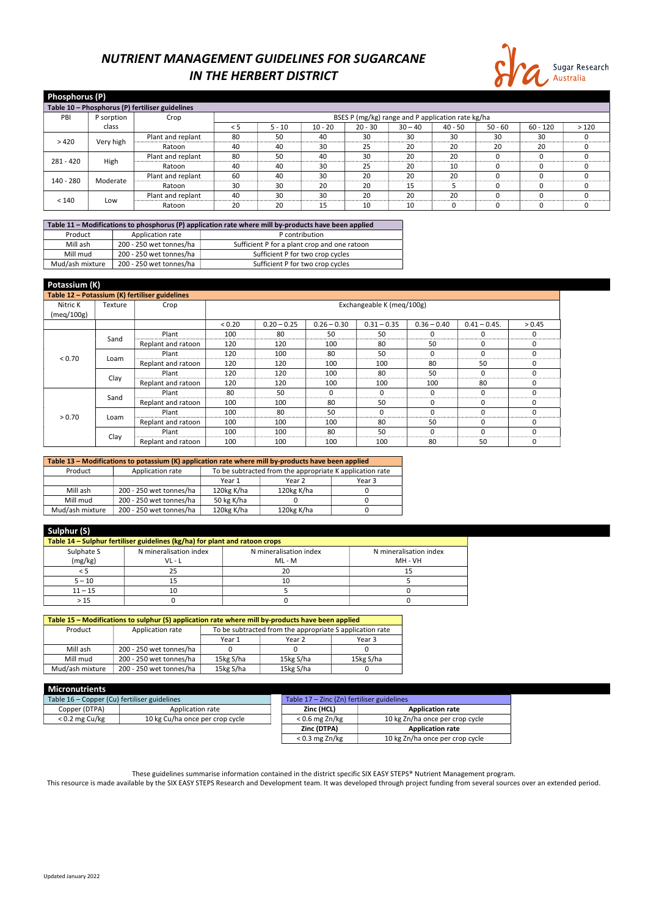# *NUTRIENT MANAGEMENT GUIDELINES FOR SUGARCANE IN THE HERBERT DISTRICT*

Sugar Research Australia

## Phosphorus (P)

**Table 10 – Phosphorus (P) fertiliser guidelines**

| PBI | P sorption class | Crop | BSES P (mg/kg) range and P application rate kg/ha | | | | | | | | |
|---|---|---|---|---|---|---|---|---|---|---|---|
| | | | < 5 | 5 - 10 | 10 - 20 | 20 - 30 | 30 – 40 | 40 - 50 | 50 - 60 | 60 - 120 | > 120 |
| > 420 | Very high | Plant and replant | 80 | 50 | 40 | 30 | 30 | 30 | 30 | 30 | 0 |
| | | Ratoon | 40 | 40 | 30 | 25 | 20 | 20 | 20 | 20 | 0 |
| 281 - 420 | High | Plant and replant | 80 | 50 | 40 | 30 | 20 | 20 | 0 | 0 | 0 |
| | | Ratoon | 40 | 40 | 30 | 25 | 20 | 10 | 0 | 0 | 0 |
| 140 - 280 | Moderate | Plant and replant | 60 | 40 | 30 | 20 | 20 | 20 | 0 | 0 | 0 |
| | | Ratoon | 30 | 30 | 20 | 20 | 15 | 5 | 0 | 0 | 0 |
| < 140 | Low | Plant and replant | 40 | 30 | 30 | 20 | 20 | 20 | 0 | 0 | 0 |
| | | Ratoon | 20 | 20 | 15 | 10 | 10 | 0 | 0 | 0 | 0 |

**Table 11 – Modifications to phosphorus (P) application rate where mill by-products have been applied**

| Product | Application rate | P contribution |
|---|---|---|
| Mill ash | 200 - 250 wet tonnes/ha | Sufficient P for a plant crop and one ratoon |
| Mill mud | 200 - 250 wet tonnes/ha | Sufficient P for two crop cycles |
| Mud/ash mixture | 200 - 250 wet tonnes/ha | Sufficient P for two crop cycles |

## Potassium (K)

**Table 12 – Potassium (K) fertiliser guidelines**

| Nitric K (meq/100g) | Texture | Crop | Exchangeable K (meq/100g) | | | | | | |
|---|---|---|---|---|---|---|---|---|---|
| | | | < 0.20 | 0.20 – 0.25 | 0.26 – 0.30 | 0.31 – 0.35 | 0.36 – 0.40 | 0.41 – 0.45. | > 0.45 |
| < 0.70 | Sand | Plant | 100 | 80 | 50 | 50 | 0 | 0 | 0 |
| | | Replant and ratoon | 120 | 120 | 100 | 80 | 50 | 0 | 0 |
| | Loam | Plant | 120 | 100 | 80 | 50 | 0 | 0 | 0 |
| | | Replant and ratoon | 120 | 120 | 100 | 100 | 80 | 50 | 0 |
| | Clay | Plant | 120 | 120 | 100 | 80 | 50 | 0 | 0 |
| | | Replant and ratoon | 120 | 120 | 100 | 100 | 100 | 80 | 0 |
| > 0.70 | Sand | Plant | 80 | 50 | 0 | 0 | 0 | 0 | 0 |
| | | Replant and ratoon | 100 | 100 | 80 | 50 | 0 | 0 | 0 |
| | Loam | Plant | 100 | 80 | 50 | 0 | 0 | 0 | 0 |
| | | Replant and ratoon | 100 | 100 | 100 | 80 | 50 | 0 | 0 |
| | Clay | Plant | 100 | 100 | 80 | 50 | 0 | 0 | 0 |
| | | Replant and ratoon | 100 | 100 | 100 | 100 | 80 | 50 | 0 |

**Table 13 – Modifications to potassium (K) application rate where mill by-products have been applied**

| Product | Application rate | To be subtracted from the appropriate K application rate | | |
|---|---|---|---|---|
| | | Year 1 | Year 2 | Year 3 |
| Mill ash | 200 - 250 wet tonnes/ha | 120kg K/ha | 120kg K/ha | 0 |
| Mill mud | 200 - 250 wet tonnes/ha | 50 kg K/ha | 0 | 0 |
| Mud/ash mixture | 200 - 250 wet tonnes/ha | 120kg K/ha | 120kg K/ha | 0 |

## Sulphur (S)

**Table 14 – Sulphur fertiliser guidelines (kg/ha) for plant and ratoon crops**

| Sulphate S (mg/kg) | N mineralisation index VL - L | N mineralisation index ML - M | N mineralisation index MH - VH |
|---|---|---|---|
| < 5 | 25 | 20 | 15 |
| 5 – 10 | 15 | 10 | 5 |
| 11 – 15 | 10 | 5 | 0 |
| > 15 | 0 | 0 | 0 |

**Table 15 – Modifications to sulphur (S) application rate where mill by-products have been applied**

| Product | Application rate | To be subtracted from the appropriate S application rate | | |
|---|---|---|---|---|
| | | Year 1 | Year 2 | Year 3 |
| Mill ash | 200 - 250 wet tonnes/ha | 0 | 0 | 0 |
| Mill mud | 200 - 250 wet tonnes/ha | 15kg S/ha | 15kg S/ha | 15kg S/ha |
| Mud/ash mixture | 200 - 250 wet tonnes/ha | 15kg S/ha | 15kg S/ha | 0 |

## Micronutrients

**Table 16 – Copper (Cu) fertiliser guidelines**

| Copper (DTPA) | Application rate |
|---|---|
| < 0.2 mg Cu/kg | 10 kg Cu/ha once per crop cycle |

**Table 17 – Zinc (Zn) fertiliser guidelines**

| Zinc (HCL) | Application rate |
|---|---|
| < 0.6 mg Zn/kg | 10 kg Zn/ha once per crop cycle |
| **Zinc (DTPA)** | **Application rate** |
| < 0.3 mg Zn/kg | 10 kg Zn/ha once per crop cycle |

These guidelines summarise information contained in the district specific SIX EASY STEPS® Nutrient Management program.

This resource is made available by the SIX EASY STEPS Research and Development team. It was developed through project funding from several sources over an extended period.

Updated January 2022